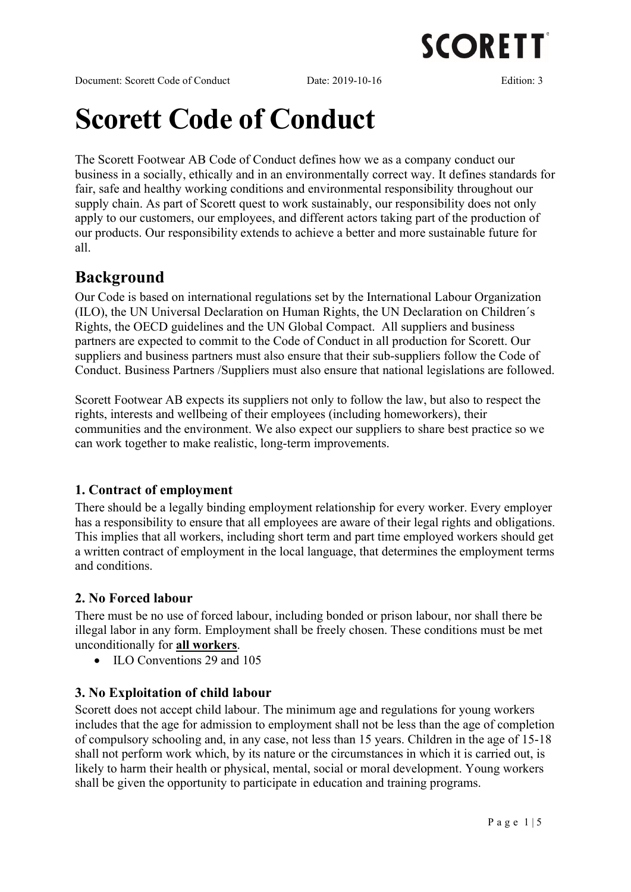# Scorett Code of Conduct

The Scorett Footwear AB Code of Conduct defines how we as a company conduct our business in a socially, ethically and in an environmentally correct way. It defines standards for fair, safe and healthy working conditions and environmental responsibility throughout our supply chain. As part of Scorett quest to work sustainably, our responsibility does not only apply to our customers, our employees, and different actors taking part of the production of our products. Our responsibility extends to achieve a better and more sustainable future for all.

## Background

Our Code is based on international regulations set by the International Labour Organization (ILO), the UN Universal Declaration on Human Rights, the UN Declaration on Children´s Rights, the OECD guidelines and the UN Global Compact. All suppliers and business partners are expected to commit to the Code of Conduct in all production for Scorett. Our suppliers and business partners must also ensure that their sub-suppliers follow the Code of Conduct. Business Partners /Suppliers must also ensure that national legislations are followed.

Scorett Footwear AB expects its suppliers not only to follow the law, but also to respect the rights, interests and wellbeing of their employees (including homeworkers), their communities and the environment. We also expect our suppliers to share best practice so we can work together to make realistic, long-term improvements.

### 1. Contract of employment

There should be a legally binding employment relationship for every worker. Every employer has a responsibility to ensure that all employees are aware of their legal rights and obligations. This implies that all workers, including short term and part time employed workers should get a written contract of employment in the local language, that determines the employment terms and conditions.

### 2. No Forced labour

There must be no use of forced labour, including bonded or prison labour, nor shall there be illegal labor in any form. Employment shall be freely chosen. These conditions must be met unconditionally for **all workers**.

- ILO Conventions 29 and 105

### 3. No Exploitation of child labour

Scorett does not accept child labour. The minimum age and regulations for young workers includes that the age for admission to employment shall not be less than the age of completion of compulsory schooling and, in any case, not less than 15 years. Children in the age of 15-18 shall not perform work which, by its nature or the circumstances in which it is carried out, is likely to harm their health or physical, mental, social or moral development. Young workers shall be given the opportunity to participate in education and training programs.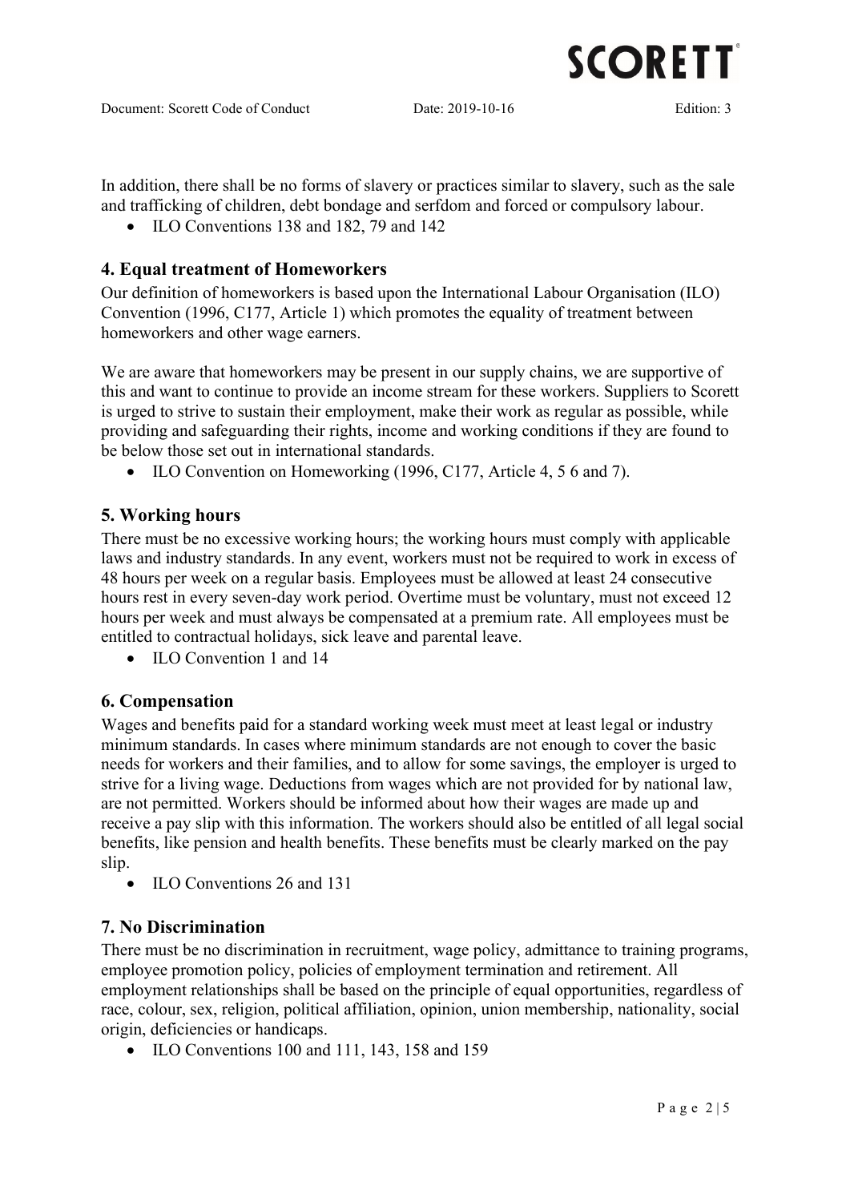In addition, there shall be no forms of slavery or practices similar to slavery, such as the sale and trafficking of children, debt bondage and serfdom and forced or compulsory labour.

- ILO Conventions 138 and 182, 79 and 142

## 4. Equal treatment of Homeworkers

Our definition of homeworkers is based upon the International Labour Organisation (ILO) Convention (1996, C177, Article 1) which promotes the equality of treatment between homeworkers and other wage earners.

We are aware that homeworkers may be present in our supply chains, we are supportive of this and want to continue to provide an income stream for these workers. Suppliers to Scorett is urged to strive to sustain their employment, make their work as regular as possible, while providing and safeguarding their rights, income and working conditions if they are found to be below those set out in international standards.

- ILO Convention on Homeworking (1996, C177, Article 4, 5 6 and 7).

## 5. Working hours

There must be no excessive working hours; the working hours must comply with applicable laws and industry standards. In any event, workers must not be required to work in excess of 48 hours per week on a regular basis. Employees must be allowed at least 24 consecutive hours rest in every seven-day work period. Overtime must be voluntary, must not exceed 12 hours per week and must always be compensated at a premium rate. All employees must be entitled to contractual holidays, sick leave and parental leave.

- ILO Convention 1 and 14

## 6. Compensation

Wages and benefits paid for a standard working week must meet at least legal or industry minimum standards. In cases where minimum standards are not enough to cover the basic needs for workers and their families, and to allow for some savings, the employer is urged to strive for a living wage. Deductions from wages which are not provided for by national law, are not permitted. Workers should be informed about how their wages are made up and receive a pay slip with this information. The workers should also be entitled of all legal social benefits, like pension and health benefits. These benefits must be clearly marked on the pay slip.

- ILO Conventions 26 and 131

## 7. No Discrimination

There must be no discrimination in recruitment, wage policy, admittance to training programs, employee promotion policy, policies of employment termination and retirement. All employment relationships shall be based on the principle of equal opportunities, regardless of race, colour, sex, religion, political affiliation, opinion, union membership, nationality, social origin, deficiencies or handicaps.

- ILO Conventions 100 and 111, 143, 158 and 159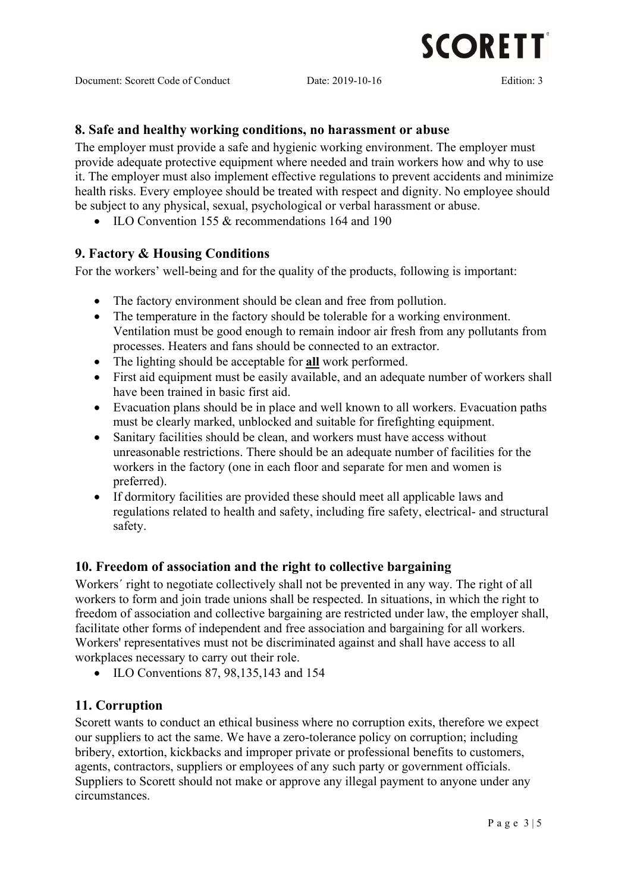## 8. Safe and healthy working conditions, no harassment or abuse

The employer must provide a safe and hygienic working environment. The employer must provide adequate protective equipment where needed and train workers how and why to use it. The employer must also implement effective regulations to prevent accidents and minimize health risks. Every employee should be treated with respect and dignity. No employee should be subject to any physical, sexual, psychological or verbal harassment or abuse.

- ILO Convention 155 & recommendations 164 and 190

## 9. Factory & Housing Conditions

For the workers' well-being and for the quality of the products, following is important:

- The factory environment should be clean and free from pollution.
- The temperature in the factory should be tolerable for a working environment. Ventilation must be good enough to remain indoor air fresh from any pollutants from processes. Heaters and fans should be connected to an extractor.
- The lighting should be acceptable for **all** work performed.
- First aid equipment must be easily available, and an adequate number of workers shall have been trained in basic first aid.
- Evacuation plans should be in place and well known to all workers. Evacuation paths must be clearly marked, unblocked and suitable for firefighting equipment.
- Sanitary facilities should be clean, and workers must have access without unreasonable restrictions. There should be an adequate number of facilities for the workers in the factory (one in each floor and separate for men and women is preferred).
- If dormitory facilities are provided these should meet all applicable laws and regulations related to health and safety, including fire safety, electrical- and structural safety.

## 10. Freedom of association and the right to collective bargaining

Workers´ right to negotiate collectively shall not be prevented in any way. The right of all workers to form and join trade unions shall be respected. In situations, in which the right to freedom of association and collective bargaining are restricted under law, the employer shall, facilitate other forms of independent and free association and bargaining for all workers. Workers' representatives must not be discriminated against and shall have access to all workplaces necessary to carry out their role.

- ILO Conventions 87, 98,135,143 and 154

## 11. Corruption

Scorett wants to conduct an ethical business where no corruption exits, therefore we expect our suppliers to act the same. We have a zero-tolerance policy on corruption; including bribery, extortion, kickbacks and improper private or professional benefits to customers, agents, contractors, suppliers or employees of any such party or government officials. Suppliers to Scorett should not make or approve any illegal payment to anyone under any circumstances.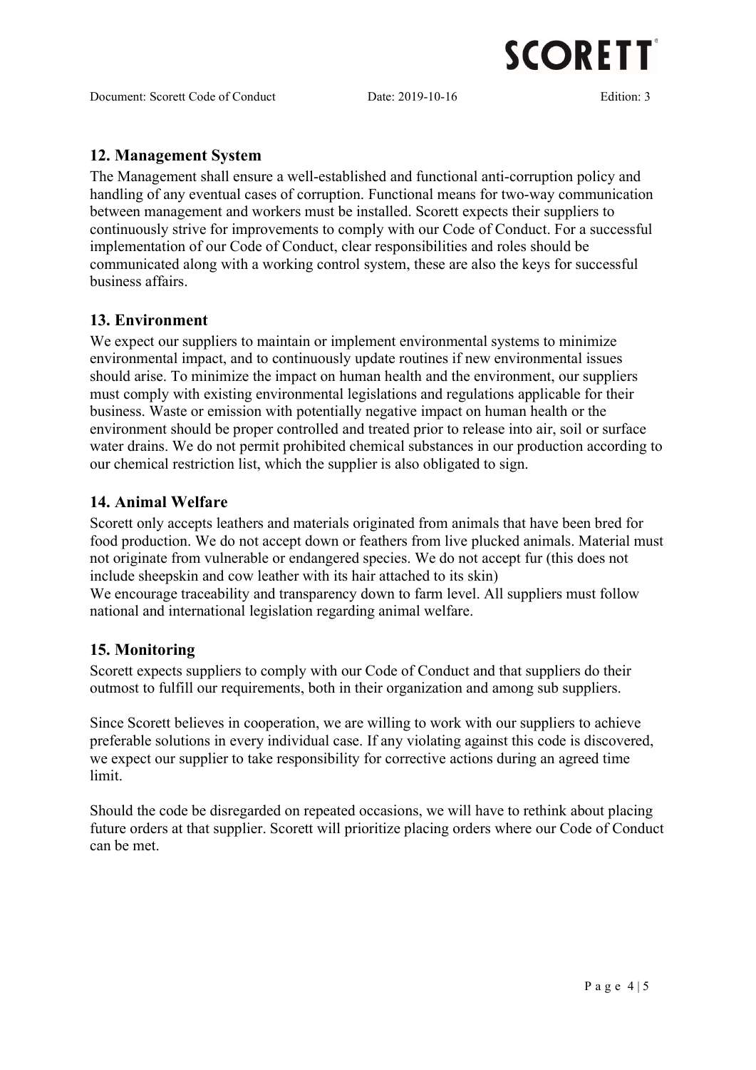## 12. Management System

The Management shall ensure a well-established and functional anti-corruption policy and handling of any eventual cases of corruption. Functional means for two-way communication between management and workers must be installed. Scorett expects their suppliers to continuously strive for improvements to comply with our Code of Conduct. For a successful implementation of our Code of Conduct, clear responsibilities and roles should be communicated along with a working control system, these are also the keys for successful business affairs.

## 13. Environment

We expect our suppliers to maintain or implement environmental systems to minimize environmental impact, and to continuously update routines if new environmental issues should arise. To minimize the impact on human health and the environment, our suppliers must comply with existing environmental legislations and regulations applicable for their business. Waste or emission with potentially negative impact on human health or the environment should be proper controlled and treated prior to release into air, soil or surface water drains. We do not permit prohibited chemical substances in our production according to our chemical restriction list, which the supplier is also obligated to sign.

## 14. Animal Welfare

Scorett only accepts leathers and materials originated from animals that have been bred for food production. We do not accept down or feathers from live plucked animals. Material must not originate from vulnerable or endangered species. We do not accept fur (this does not include sheepskin and cow leather with its hair attached to its skin)
We encourage traceability and transparency down to farm level. All suppliers must follow national and international legislation regarding animal welfare.

## 15. Monitoring

Scorett expects suppliers to comply with our Code of Conduct and that suppliers do their outmost to fulfill our requirements, both in their organization and among sub suppliers.

Since Scorett believes in cooperation, we are willing to work with our suppliers to achieve preferable solutions in every individual case. If any violating against this code is discovered, we expect our supplier to take responsibility for corrective actions during an agreed time limit.

Should the code be disregarded on repeated occasions, we will have to rethink about placing future orders at that supplier. Scorett will prioritize placing orders where our Code of Conduct can be met.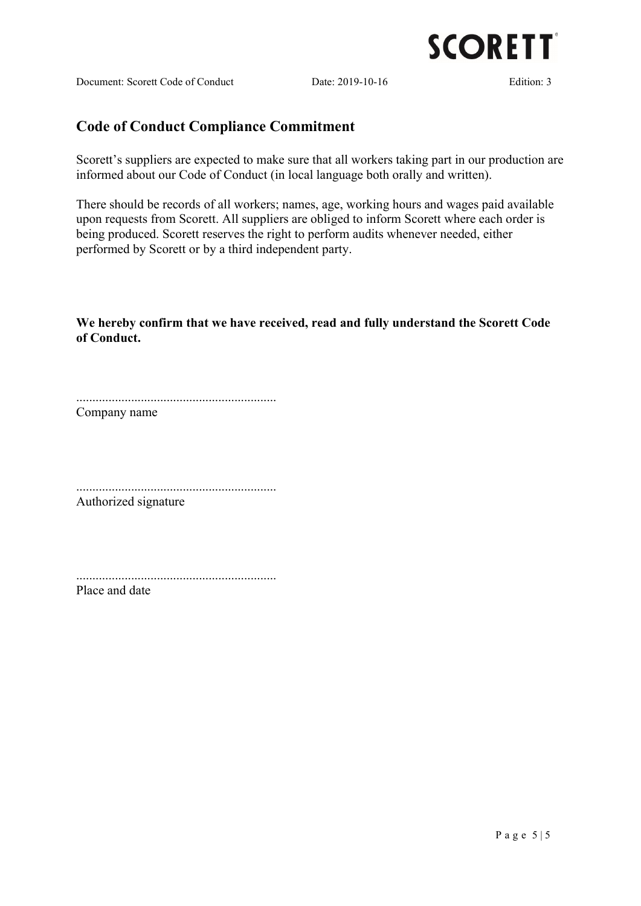## Code of Conduct Compliance Commitment

Scorett's suppliers are expected to make sure that all workers taking part in our production are informed about our Code of Conduct (in local language both orally and written).

There should be records of all workers; names, age, working hours and wages paid available upon requests from Scorett. All suppliers are obliged to inform Scorett where each order is being produced. Scorett reserves the right to perform audits whenever needed, either performed by Scorett or by a third independent party.

**We hereby confirm that we have received, read and fully understand the Scorett Code of Conduct.**

..............................................................
Company name

..............................................................
Authorized signature

..............................................................
Place and date